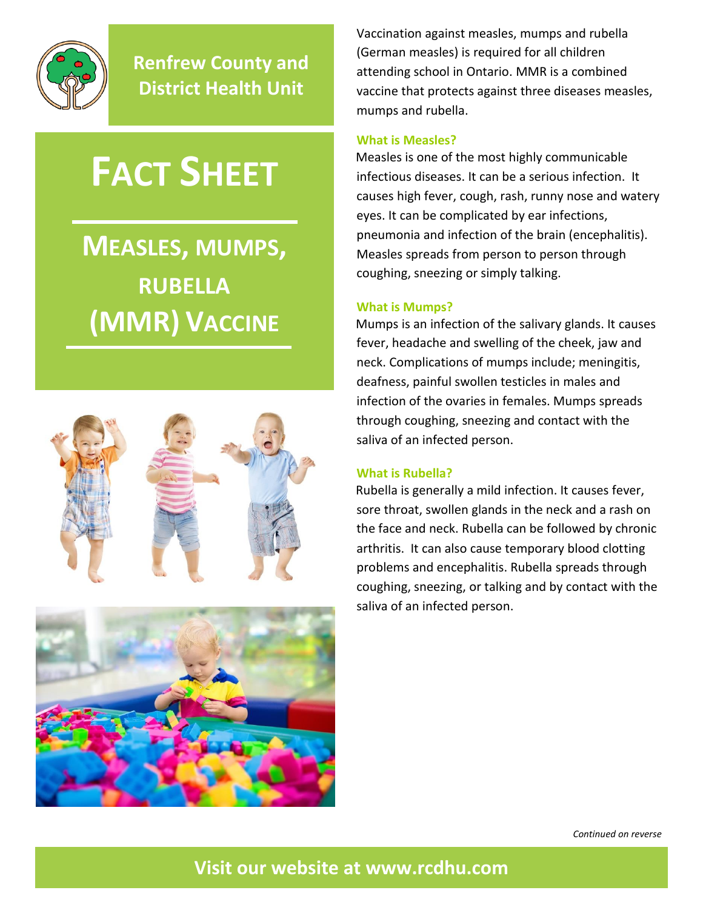Renfrew County and District Health Unit

# FACT SHEET

## MEASLES, MUMPS, RUBELLA (MMR) VACCINE

Vaccination against measles, mumps and rubella (German measles) is required for all children attending school in Ontario. MMR is a combined vaccine that protects against three diseases measles, mumps and rubella.

### What is Measles?

Measles is one of the most highly communicable infectious diseases. It can be a serious infection. It causes high fever, cough, rash, runny nose and watery eyes. It can be complicated by ear infections, pneumonia and infection of the brain (encephalitis). Measles spreads from person to person through coughing, sneezing or simply talking.

### What is Mumps?

Mumps is an infection of the salivary glands. It causes fever, headache and swelling of the cheek, jaw and neck. Complications of mumps include; meningitis, deafness, painful swollen testicles in males and infection of the ovaries in females. Mumps spreads through coughing, sneezing and contact with the saliva of an infected person.

### What is Rubella?

Rubella is generally a mild infection. It causes fever, sore throat, swollen glands in the neck and a rash on the face and neck. Rubella can be followed by chronic arthritis. It can also cause temporary blood clotting problems and encephalitis. Rubella spreads through coughing, sneezing, or talking and by contact with the saliva of an infected person.

*Continued on reverse*

**Visit our website at www.rcdhu.com**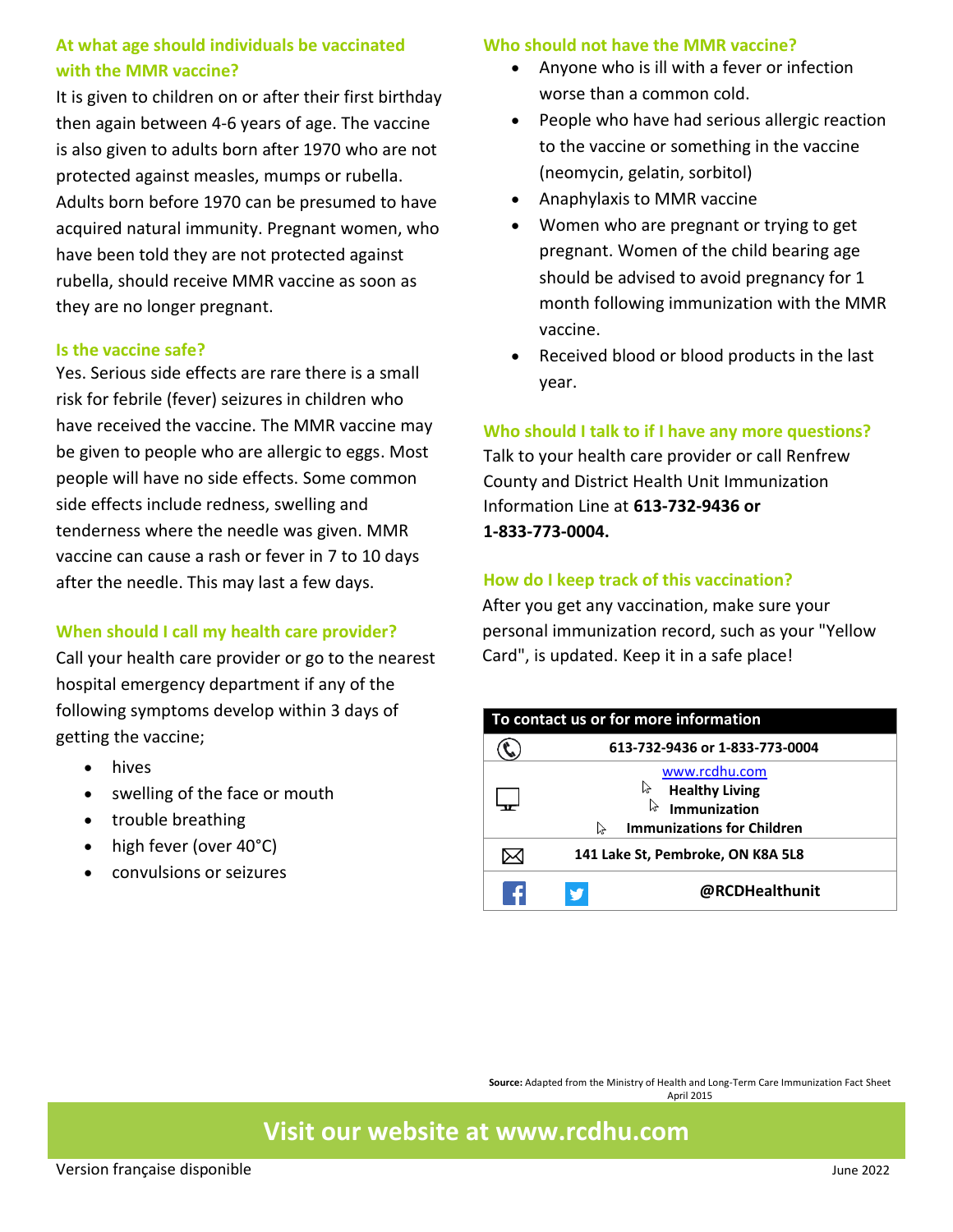## At what age should individuals be vaccinated with the MMR vaccine?

It is given to children on or after their first birthday then again between 4-6 years of age. The vaccine is also given to adults born after 1970 who are not protected against measles, mumps or rubella. Adults born before 1970 can be presumed to have acquired natural immunity. Pregnant women, who have been told they are not protected against rubella, should receive MMR vaccine as soon as they are no longer pregnant.

## Is the vaccine safe?

Yes. Serious side effects are rare there is a small risk for febrile (fever) seizures in children who have received the vaccine. The MMR vaccine may be given to people who are allergic to eggs. Most people will have no side effects. Some common side effects include redness, swelling and tenderness where the needle was given. MMR vaccine can cause a rash or fever in 7 to 10 days after the needle. This may last a few days.

## When should I call my health care provider?

Call your health care provider or go to the nearest hospital emergency department if any of the following symptoms develop within 3 days of getting the vaccine;

- hives
- swelling of the face or mouth
- trouble breathing
- high fever (over 40°C)
- convulsions or seizures

## Who should not have the MMR vaccine?

- Anyone who is ill with a fever or infection worse than a common cold.
- People who have had serious allergic reaction to the vaccine or something in the vaccine (neomycin, gelatin, sorbitol)
- Anaphylaxis to MMR vaccine
- Women who are pregnant or trying to get pregnant. Women of the child bearing age should be advised to avoid pregnancy for 1 month following immunization with the MMR vaccine.
- Received blood or blood products in the last year.

## Who should I talk to if I have any more questions?

Talk to your health care provider or call Renfrew County and District Health Unit Immunization Information Line at **613-732-9436 or 1-833-773-0004.**

## How do I keep track of this vaccination?

After you get any vaccination, make sure your personal immunization record, such as your "Yellow Card", is updated. Keep it in a safe place!

| To contact us or for more information |
|---|
| **613-732-9436 or 1-833-773-0004** |
| www.rcdhu.com<br>**Healthy Living**<br>**Immunization**<br>**Immunizations for Children** |
| **141 Lake St, Pembroke, ON K8A 5L8** |
| **@RCDHealthunit** |

**Source:** Adapted from the Ministry of Health and Long-Term Care Immunization Fact Sheet April 2015

**Visit our website at www.rcdhu.com**

Version française disponible

June 2022